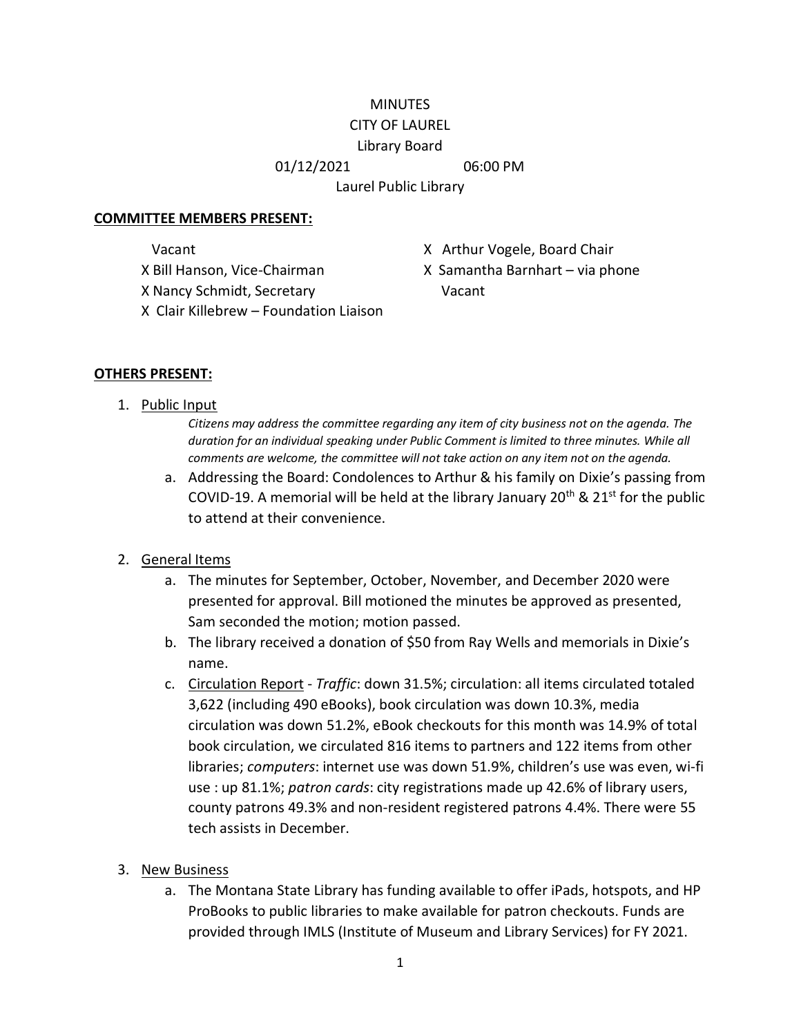MINUTES

CITY OF LAUREL

Library Board

01/12/2021 06:00 PM

Laurel Public Library

**COMMITTEE MEMBERS PRESENT:**

Vacant

X Bill Hanson, Vice-Chairman

X Nancy Schmidt, Secretary

X Clair Killebrew – Foundation Liaison

X Arthur Vogele, Board Chair

X Samantha Barnhart – via phone

Vacant

**OTHERS PRESENT:**

1. Public Input

   *Citizens may address the committee regarding any item of city business not on the agenda. The duration for an individual speaking under Public Comment is limited to three minutes. While all comments are welcome, the committee will not take action on any item not on the agenda.*

   a. Addressing the Board: Condolences to Arthur & his family on Dixie's passing from COVID-19. A memorial will be held at the library January 20th & 21st for the public to attend at their convenience.

2. General Items

   a. The minutes for September, October, November, and December 2020 were presented for approval. Bill motioned the minutes be approved as presented, Sam seconded the motion; motion passed.

   b. The library received a donation of $50 from Ray Wells and memorials in Dixie's name.

   c. Circulation Report - *Traffic*: down 31.5%; circulation: all items circulated totaled 3,622 (including 490 eBooks), book circulation was down 10.3%, media circulation was down 51.2%, eBook checkouts for this month was 14.9% of total book circulation, we circulated 816 items to partners and 122 items from other libraries; *computers*: internet use was down 51.9%, children's use was even, wi-fi use : up 81.1%; *patron cards*: city registrations made up 42.6% of library users, county patrons 49.3% and non-resident registered patrons 4.4%. There were 55 tech assists in December.

3. New Business

   a. The Montana State Library has funding available to offer iPads, hotspots, and HP ProBooks to public libraries to make available for patron checkouts. Funds are provided through IMLS (Institute of Museum and Library Services) for FY 2021.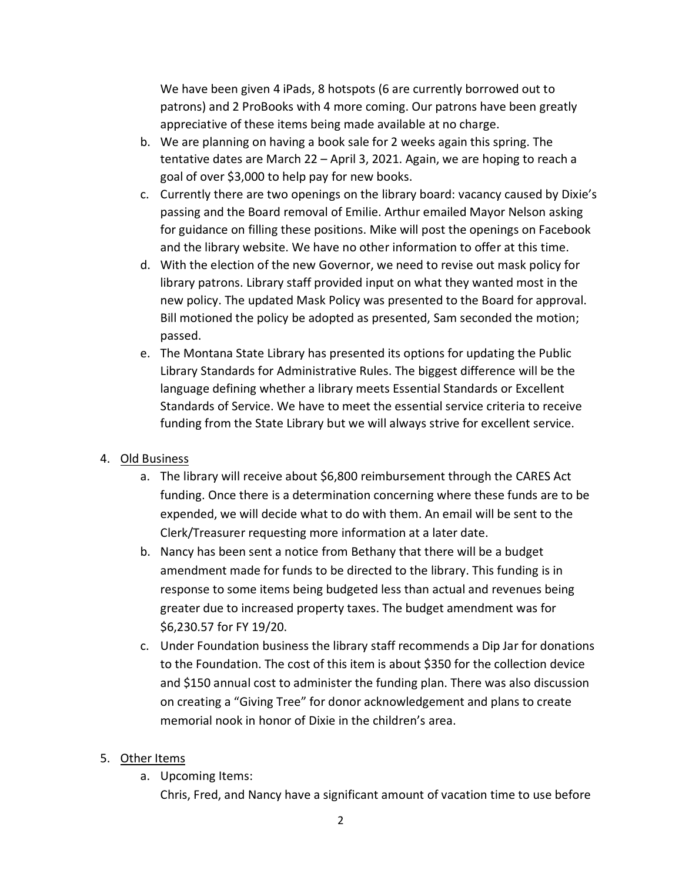We have been given 4 iPads, 8 hotspots (6 are currently borrowed out to patrons) and 2 ProBooks with 4 more coming. Our patrons have been greatly appreciative of these items being made available at no charge.

b. We are planning on having a book sale for 2 weeks again this spring. The tentative dates are March 22 – April 3, 2021. Again, we are hoping to reach a goal of over $3,000 to help pay for new books.

c. Currently there are two openings on the library board: vacancy caused by Dixie's passing and the Board removal of Emilie. Arthur emailed Mayor Nelson asking for guidance on filling these positions. Mike will post the openings on Facebook and the library website. We have no other information to offer at this time.

d. With the election of the new Governor, we need to revise out mask policy for library patrons. Library staff provided input on what they wanted most in the new policy. The updated Mask Policy was presented to the Board for approval. Bill motioned the policy be adopted as presented, Sam seconded the motion; passed.

e. The Montana State Library has presented its options for updating the Public Library Standards for Administrative Rules. The biggest difference will be the language defining whether a library meets Essential Standards or Excellent Standards of Service. We have to meet the essential service criteria to receive funding from the State Library but we will always strive for excellent service.

4. <u>Old Business</u>
   a. The library will receive about $6,800 reimbursement through the CARES Act funding. Once there is a determination concerning where these funds are to be expended, we will decide what to do with them. An email will be sent to the Clerk/Treasurer requesting more information at a later date.
   b. Nancy has been sent a notice from Bethany that there will be a budget amendment made for funds to be directed to the library. This funding is in response to some items being budgeted less than actual and revenues being greater due to increased property taxes. The budget amendment was for $6,230.57 for FY 19/20.
   c. Under Foundation business the library staff recommends a Dip Jar for donations to the Foundation. The cost of this item is about $350 for the collection device and $150 annual cost to administer the funding plan. There was also discussion on creating a "Giving Tree" for donor acknowledgement and plans to create memorial nook in honor of Dixie in the children's area.

5. <u>Other Items</u>
   a. Upcoming Items:
   Chris, Fred, and Nancy have a significant amount of vacation time to use before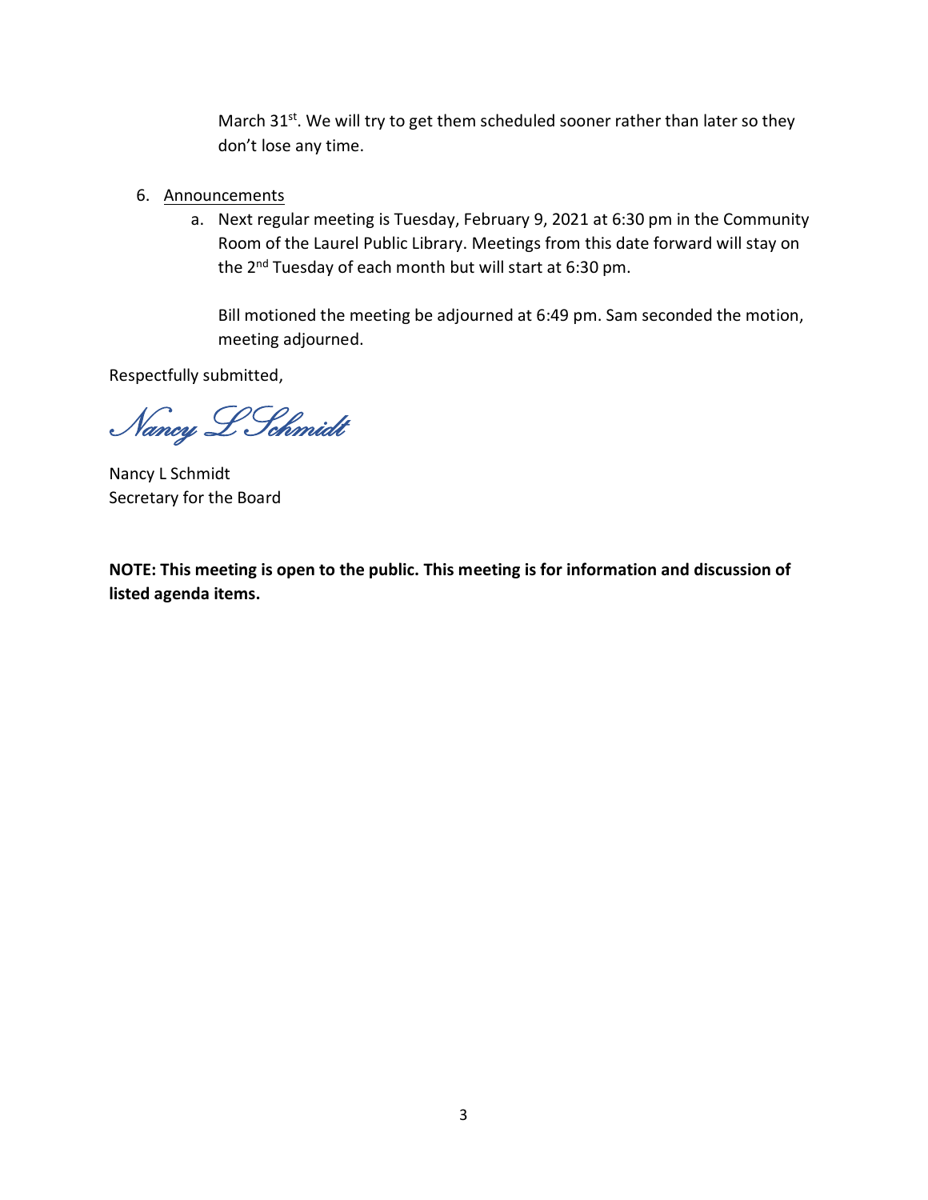March 31st. We will try to get them scheduled sooner rather than later so they don't lose any time.

6. Announcements
   a. Next regular meeting is Tuesday, February 9, 2021 at 6:30 pm in the Community Room of the Laurel Public Library. Meetings from this date forward will stay on the 2nd Tuesday of each month but will start at 6:30 pm.

      Bill motioned the meeting be adjourned at 6:49 pm. Sam seconded the motion, meeting adjourned.

Respectfully submitted,

*Nancy L Schmidt*

Nancy L Schmidt
Secretary for the Board

**NOTE: This meeting is open to the public. This meeting is for information and discussion of listed agenda items.**